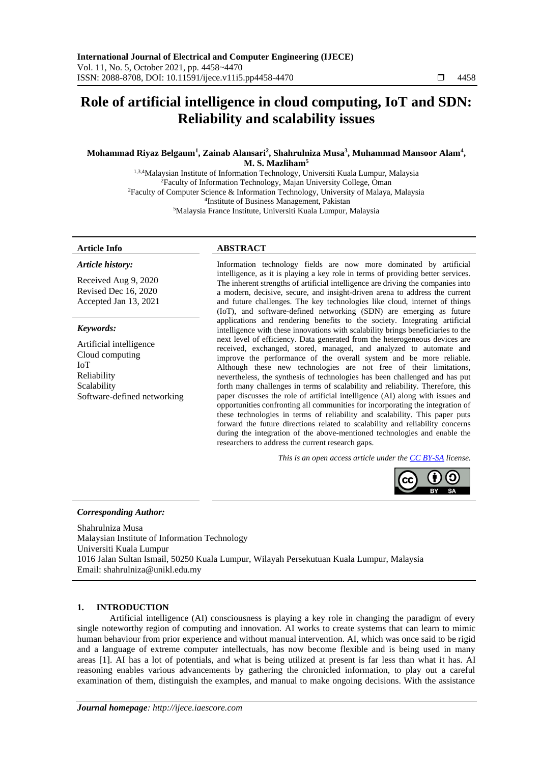# Role of artificial intelligence in cloud computing, IoT and SDN: Reliability and scalability issues

**Mohammad Riyaz Belgaum[1], Zainab Alansari[2], Shahrulniza Musa[3], Muhammad Mansoor Alam[4], M. S. Mazliham[5]**

[1,3,4]Malaysian Institute of Information Technology, Universiti Kuala Lumpur, Malaysia
[2]Faculty of Information Technology, Majan University College, Oman
[2]Faculty of Computer Science & Information Technology, University of Malaya, Malaysia
[4]Institute of Business Management, Pakistan
[5]Malaysia France Institute, Universiti Kuala Lumpur, Malaysia

**Article Info**

*Article history:*

Received Aug 9, 2020
Revised Dec 16, 2020
Accepted Jan 13, 2021

*Keywords:*

Artificial intelligence
Cloud computing
IoT
Reliability
Scalability
Software-defined networking

**ABSTRACT**

Information technology fields are now more dominated by artificial intelligence, as it is playing a key role in terms of providing better services. The inherent strengths of artificial intelligence are driving the companies into a modern, decisive, secure, and insight-driven arena to address the current and future challenges. The key technologies like cloud, internet of things (IoT), and software-defined networking (SDN) are emerging as future applications and rendering benefits to the society. Integrating artificial intelligence with these innovations with scalability brings beneficiaries to the next level of efficiency. Data generated from the heterogeneous devices are received, exchanged, stored, managed, and analyzed to automate and improve the performance of the overall system and be more reliable. Although these new technologies are not free of their limitations, nevertheless, the synthesis of technologies has been challenged and has put forth many challenges in terms of scalability and reliability. Therefore, this paper discusses the role of artificial intelligence (AI) along with issues and opportunities confronting all communities for incorporating the integration of these technologies in terms of reliability and scalability. This paper puts forward the future directions related to scalability and reliability concerns during the integration of the above-mentioned technologies and enable the researchers to address the current research gaps.

*This is an open access article under the CC BY-SA license.*

*Corresponding Author:*

Shahrulniza Musa
Malaysian Institute of Information Technology
Universiti Kuala Lumpur
1016 Jalan Sultan Ismail, 50250 Kuala Lumpur, Wilayah Persekutuan Kuala Lumpur, Malaysia
Email: shahrulniza@unikl.edu.my

## 1. INTRODUCTION

Artificial intelligence (AI) consciousness is playing a key role in changing the paradigm of every single noteworthy region of computing and innovation. AI works to create systems that can learn to mimic human behaviour from prior experience and without manual intervention. AI, which was once said to be rigid and a language of extreme computer intellectuals, has now become flexible and is being used in many areas [1]. AI has a lot of potentials, and what is being utilized at present is far less than what it has. AI reasoning enables various advancements by gathering the chronicled information, to play out a careful examination of them, distinguish the examples, and manual to make ongoing decisions. With the assistance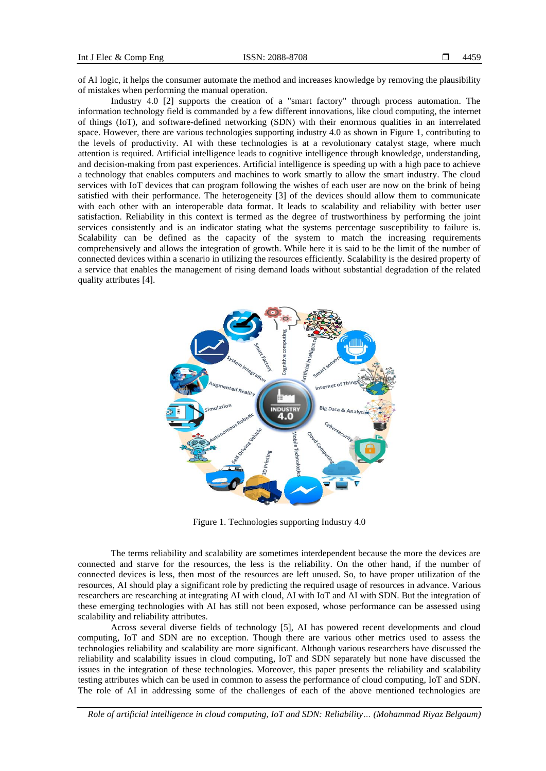of AI logic, it helps the consumer automate the method and increases knowledge by removing the plausibility of mistakes when performing the manual operation.

Industry 4.0 [2] supports the creation of a "smart factory" through process automation. The information technology field is commanded by a few different innovations, like cloud computing, the internet of things (IoT), and software-defined networking (SDN) with their enormous qualities in an interrelated space. However, there are various technologies supporting industry 4.0 as shown in Figure 1, contributing to the levels of productivity. AI with these technologies is at a revolutionary catalyst stage, where much attention is required. Artificial intelligence leads to cognitive intelligence through knowledge, understanding, and decision-making from past experiences. Artificial intelligence is speeding up with a high pace to achieve a technology that enables computers and machines to work smartly to allow the smart industry. The cloud services with IoT devices that can program following the wishes of each user are now on the brink of being satisfied with their performance. The heterogeneity [3] of the devices should allow them to communicate with each other with an interoperable data format. It leads to scalability and reliability with better user satisfaction. Reliability in this context is termed as the degree of trustworthiness by performing the joint services consistently and is an indicator stating what the systems percentage susceptibility to failure is. Scalability can be defined as the capacity of the system to match the increasing requirements comprehensively and allows the integration of growth. While here it is said to be the limit of the number of connected devices within a scenario in utilizing the resources efficiently. Scalability is the desired property of a service that enables the management of rising demand loads without substantial degradation of the related quality attributes [4].

Figure 1. Technologies supporting Industry 4.0

The terms reliability and scalability are sometimes interdependent because the more the devices are connected and starve for the resources, the less is the reliability. On the other hand, if the number of connected devices is less, then most of the resources are left unused. So, to have proper utilization of the resources, AI should play a significant role by predicting the required usage of resources in advance. Various researchers are researching at integrating AI with cloud, AI with IoT and AI with SDN. But the integration of these emerging technologies with AI has still not been exposed, whose performance can be assessed using scalability and reliability attributes.

Across several diverse fields of technology [5], AI has powered recent developments and cloud computing, IoT and SDN are no exception. Though there are various other metrics used to assess the technologies reliability and scalability are more significant. Although various researchers have discussed the reliability and scalability issues in cloud computing, IoT and SDN separately but none have discussed the issues in the integration of these technologies. Moreover, this paper presents the reliability and scalability testing attributes which can be used in common to assess the performance of cloud computing, IoT and SDN. The role of AI in addressing some of the challenges of each of the above mentioned technologies are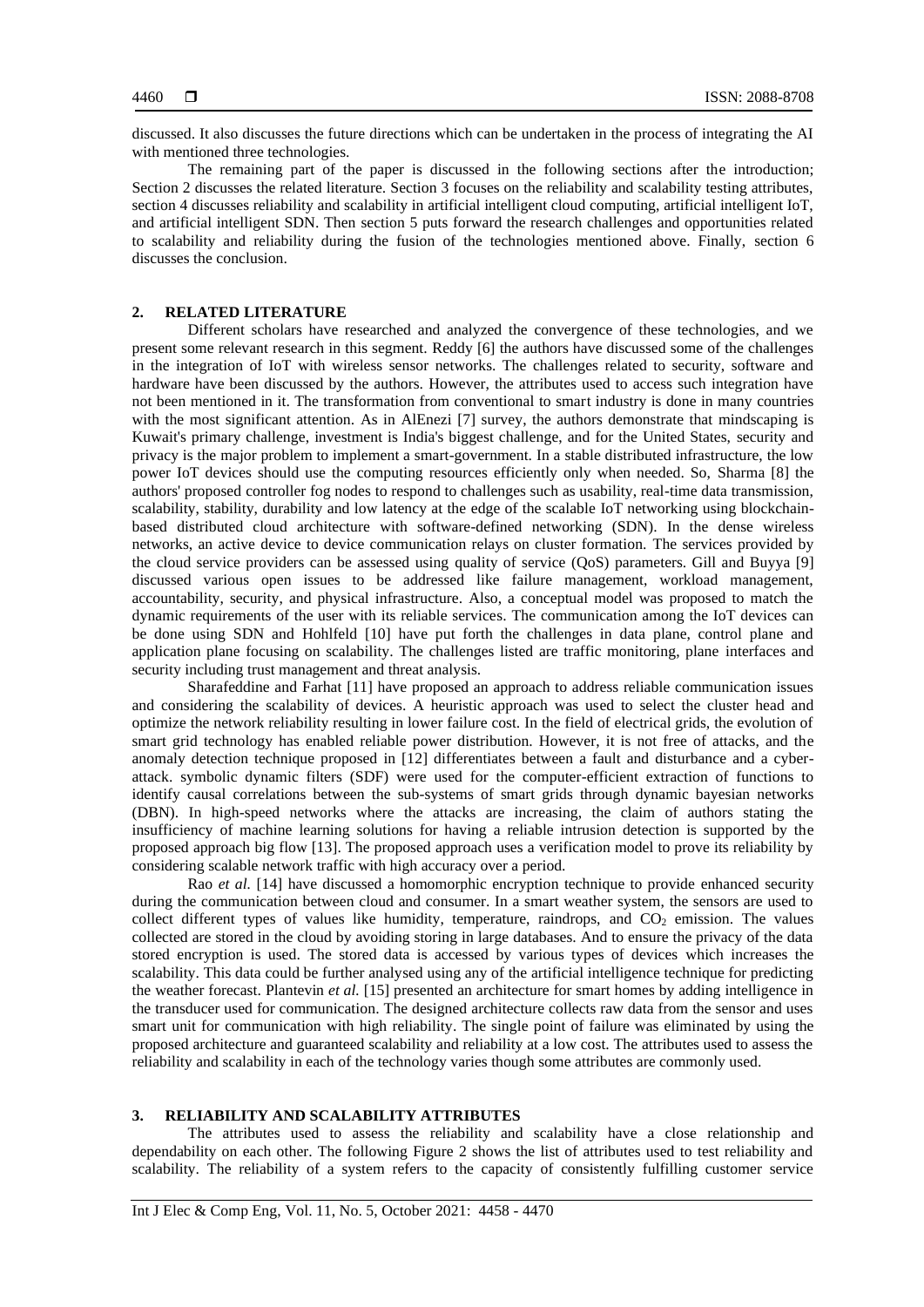discussed. It also discusses the future directions which can be undertaken in the process of integrating the AI with mentioned three technologies.

The remaining part of the paper is discussed in the following sections after the introduction; Section 2 discusses the related literature. Section 3 focuses on the reliability and scalability testing attributes, section 4 discusses reliability and scalability in artificial intelligent cloud computing, artificial intelligent IoT, and artificial intelligent SDN. Then section 5 puts forward the research challenges and opportunities related to scalability and reliability during the fusion of the technologies mentioned above. Finally, section 6 discusses the conclusion.

## 2. RELATED LITERATURE

Different scholars have researched and analyzed the convergence of these technologies, and we present some relevant research in this segment. Reddy [6] the authors have discussed some of the challenges in the integration of IoT with wireless sensor networks. The challenges related to security, software and hardware have been discussed by the authors. However, the attributes used to access such integration have not been mentioned in it. The transformation from conventional to smart industry is done in many countries with the most significant attention. As in AlEnezi [7] survey, the authors demonstrate that mindscaping is Kuwait's primary challenge, investment is India's biggest challenge, and for the United States, security and privacy is the major problem to implement a smart-government. In a stable distributed infrastructure, the low power IoT devices should use the computing resources efficiently only when needed. So, Sharma [8] the authors' proposed controller fog nodes to respond to challenges such as usability, real-time data transmission, scalability, stability, durability and low latency at the edge of the scalable IoT networking using blockchain-based distributed cloud architecture with software-defined networking (SDN). In the dense wireless networks, an active device to device communication relays on cluster formation. The services provided by the cloud service providers can be assessed using quality of service (QoS) parameters. Gill and Buyya [9] discussed various open issues to be addressed like failure management, workload management, accountability, security, and physical infrastructure. Also, a conceptual model was proposed to match the dynamic requirements of the user with its reliable services. The communication among the IoT devices can be done using SDN and Hohlfeld [10] have put forth the challenges in data plane, control plane and application plane focusing on scalability. The challenges listed are traffic monitoring, plane interfaces and security including trust management and threat analysis.

Sharafeddine and Farhat [11] have proposed an approach to address reliable communication issues and considering the scalability of devices. A heuristic approach was used to select the cluster head and optimize the network reliability resulting in lower failure cost. In the field of electrical grids, the evolution of smart grid technology has enabled reliable power distribution. However, it is not free of attacks, and the anomaly detection technique proposed in [12] differentiates between a fault and disturbance and a cyber-attack. symbolic dynamic filters (SDF) were used for the computer-efficient extraction of functions to identify causal correlations between the sub-systems of smart grids through dynamic bayesian networks (DBN). In high-speed networks where the attacks are increasing, the claim of authors stating the insufficiency of machine learning solutions for having a reliable intrusion detection is supported by the proposed approach big flow [13]. The proposed approach uses a verification model to prove its reliability by considering scalable network traffic with high accuracy over a period.

Rao *et al.* [14] have discussed a homomorphic encryption technique to provide enhanced security during the communication between cloud and consumer. In a smart weather system, the sensors are used to collect different types of values like humidity, temperature, raindrops, and $CO_2$ emission. The values collected are stored in the cloud by avoiding storing in large databases. And to ensure the privacy of the data stored encryption is used. The stored data is accessed by various types of devices which increases the scalability. This data could be further analysed using any of the artificial intelligence technique for predicting the weather forecast. Plantevin *et al.* [15] presented an architecture for smart homes by adding intelligence in the transducer used for communication. The designed architecture collects raw data from the sensor and uses smart unit for communication with high reliability. The single point of failure was eliminated by using the proposed architecture and guaranteed scalability and reliability at a low cost. The attributes used to assess the reliability and scalability in each of the technology varies though some attributes are commonly used.

## 3. RELIABILITY AND SCALABILITY ATTRIBUTES

The attributes used to assess the reliability and scalability have a close relationship and dependability on each other. The following Figure 2 shows the list of attributes used to test reliability and scalability. The reliability of a system refers to the capacity of consistently fulfilling customer service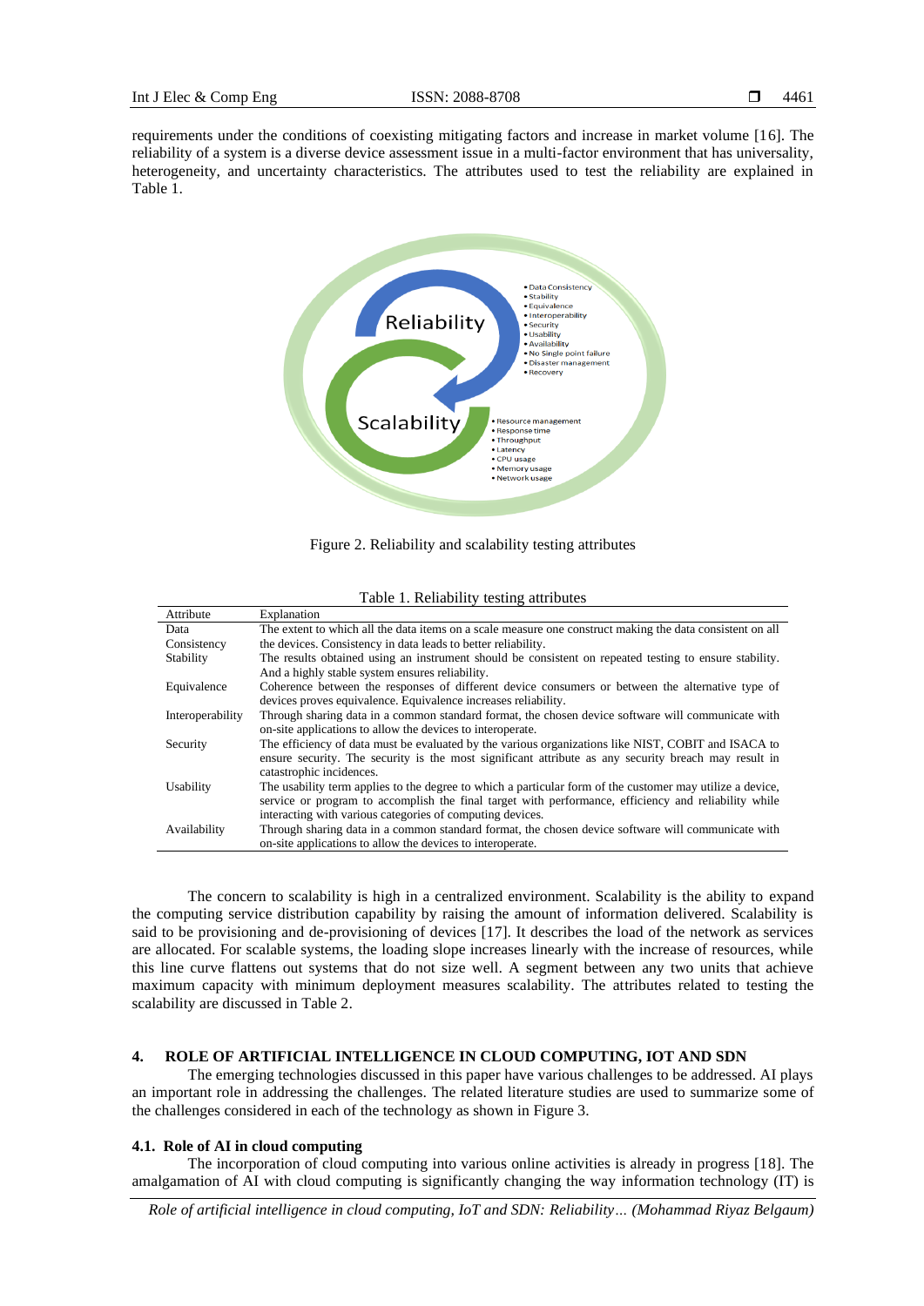requirements under the conditions of coexisting mitigating factors and increase in market volume [16]. The reliability of a system is a diverse device assessment issue in a multi-factor environment that has universality, heterogeneity, and uncertainty characteristics. The attributes used to test the reliability are explained in Table 1.

Figure 2. Reliability and scalability testing attributes

Table 1. Reliability testing attributes

| Attribute | Explanation |
|---|---|
| Data Consistency | The extent to which all the data items on a scale measure one construct making the data consistent on all the devices. Consistency in data leads to better reliability. |
| Stability | The results obtained using an instrument should be consistent on repeated testing to ensure stability. And a highly stable system ensures reliability. |
| Equivalence | Coherence between the responses of different device consumers or between the alternative type of devices proves equivalence. Equivalence increases reliability. |
| Interoperability | Through sharing data in a common standard format, the chosen device software will communicate with on-site applications to allow the devices to interoperate. |
| Security | The efficiency of data must be evaluated by the various organizations like NIST, COBIT and ISACA to ensure security. The security is the most significant attribute as any security breach may result in catastrophic incidences. |
| Usability | The usability term applies to the degree to which a particular form of the customer may utilize a device, service or program to accomplish the final target with performance, efficiency and reliability while interacting with various categories of computing devices. |
| Availability | Through sharing data in a common standard format, the chosen device software will communicate with on-site applications to allow the devices to interoperate. |

The concern to scalability is high in a centralized environment. Scalability is the ability to expand the computing service distribution capability by raising the amount of information delivered. Scalability is said to be provisioning and de-provisioning of devices [17]. It describes the load of the network as services are allocated. For scalable systems, the loading slope increases linearly with the increase of resources, while this line curve flattens out systems that do not size well. A segment between any two units that achieve maximum capacity with minimum deployment measures scalability. The attributes related to testing the scalability are discussed in Table 2.

## 4. ROLE OF ARTIFICIAL INTELLIGENCE IN CLOUD COMPUTING, IOT AND SDN

The emerging technologies discussed in this paper have various challenges to be addressed. AI plays an important role in addressing the challenges. The related literature studies are used to summarize some of the challenges considered in each of the technology as shown in Figure 3.

### 4.1. Role of AI in cloud computing

The incorporation of cloud computing into various online activities is already in progress [18]. The amalgamation of AI with cloud computing is significantly changing the way information technology (IT) is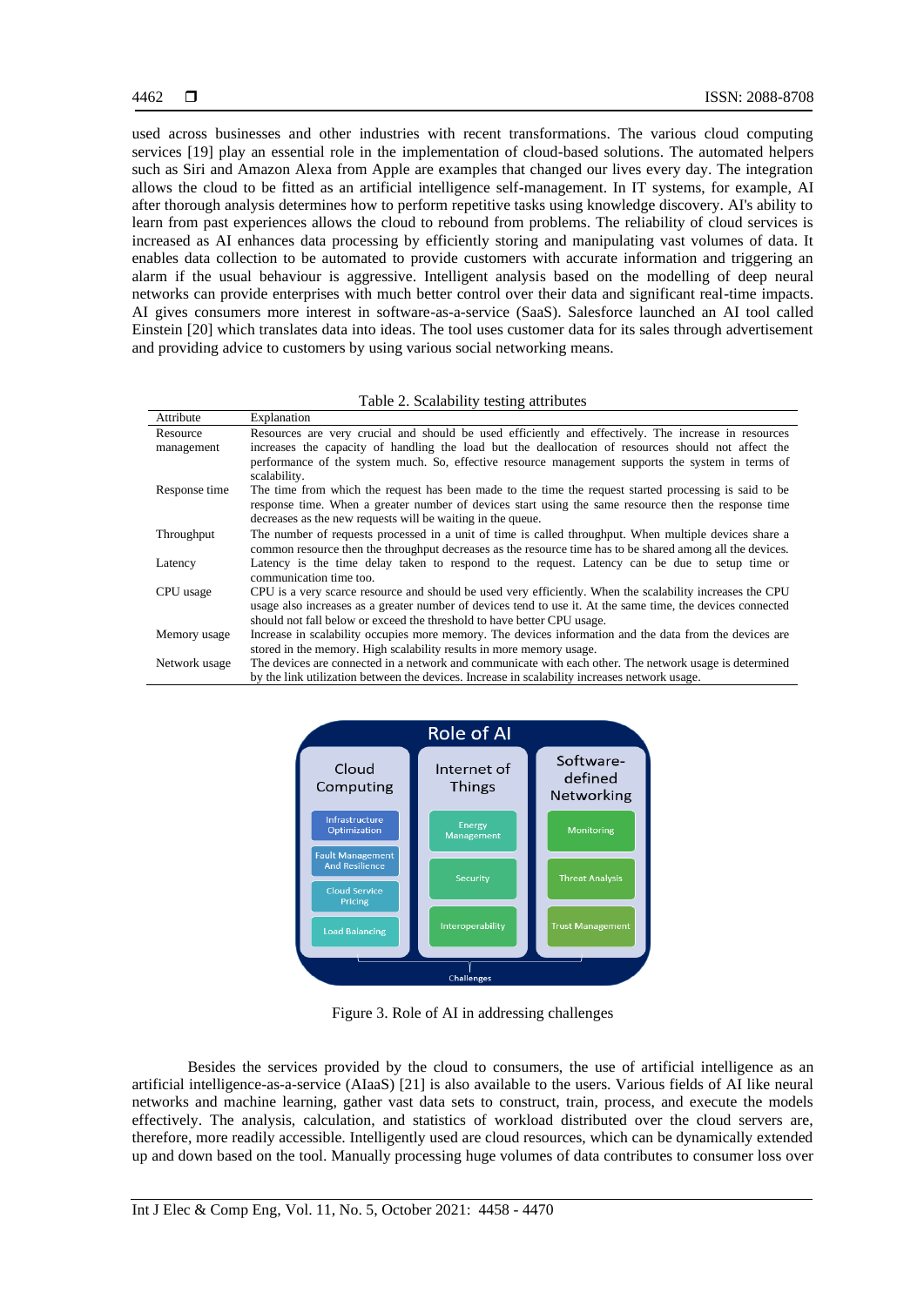used across businesses and other industries with recent transformations. The various cloud computing services [19] play an essential role in the implementation of cloud-based solutions. The automated helpers such as Siri and Amazon Alexa from Apple are examples that changed our lives every day. The integration allows the cloud to be fitted as an artificial intelligence self-management. In IT systems, for example, AI after thorough analysis determines how to perform repetitive tasks using knowledge discovery. AI's ability to learn from past experiences allows the cloud to rebound from problems. The reliability of cloud services is increased as AI enhances data processing by efficiently storing and manipulating vast volumes of data. It enables data collection to be automated to provide customers with accurate information and triggering an alarm if the usual behaviour is aggressive. Intelligent analysis based on the modelling of deep neural networks can provide enterprises with much better control over their data and significant real-time impacts. AI gives consumers more interest in software-as-a-service (SaaS). Salesforce launched an AI tool called Einstein [20] which translates data into ideas. The tool uses customer data for its sales through advertisement and providing advice to customers by using various social networking means.

Table 2. Scalability testing attributes

| Attribute | Explanation |
|---|---|
| Resource management | Resources are very crucial and should be used efficiently and effectively. The increase in resources increases the capacity of handling the load but the deallocation of resources should not affect the performance of the system much. So, effective resource management supports the system in terms of scalability. |
| Response time | The time from which the request has been made to the time the request started processing is said to be response time. When a greater number of devices start using the same resource then the response time decreases as the new requests will be waiting in the queue. |
| Throughput | The number of requests processed in a unit of time is called throughput. When multiple devices share a common resource then the throughput decreases as the resource time has to be shared among all the devices. |
| Latency | Latency is the time delay taken to respond to the request. Latency can be due to setup time or communication time too. |
| CPU usage | CPU is a very scarce resource and should be used very efficiently. When the scalability increases the CPU usage also increases as a greater number of devices tend to use it. At the same time, the devices connected should not fall below or exceed the threshold to have better CPU usage. |
| Memory usage | Increase in scalability occupies more memory. The devices information and the data from the devices are stored in the memory. High scalability results in more memory usage. |
| Network usage | The devices are connected in a network and communicate with each other. The network usage is determined by the link utilization between the devices. Increase in scalability increases network usage. |

Figure 3. Role of AI in addressing challenges

Besides the services provided by the cloud to consumers, the use of artificial intelligence as an artificial intelligence-as-a-service (AIaaS) [21] is also available to the users. Various fields of AI like neural networks and machine learning, gather vast data sets to construct, train, process, and execute the models effectively. The analysis, calculation, and statistics of workload distributed over the cloud servers are, therefore, more readily accessible. Intelligently used are cloud resources, which can be dynamically extended up and down based on the tool. Manually processing huge volumes of data contributes to consumer loss over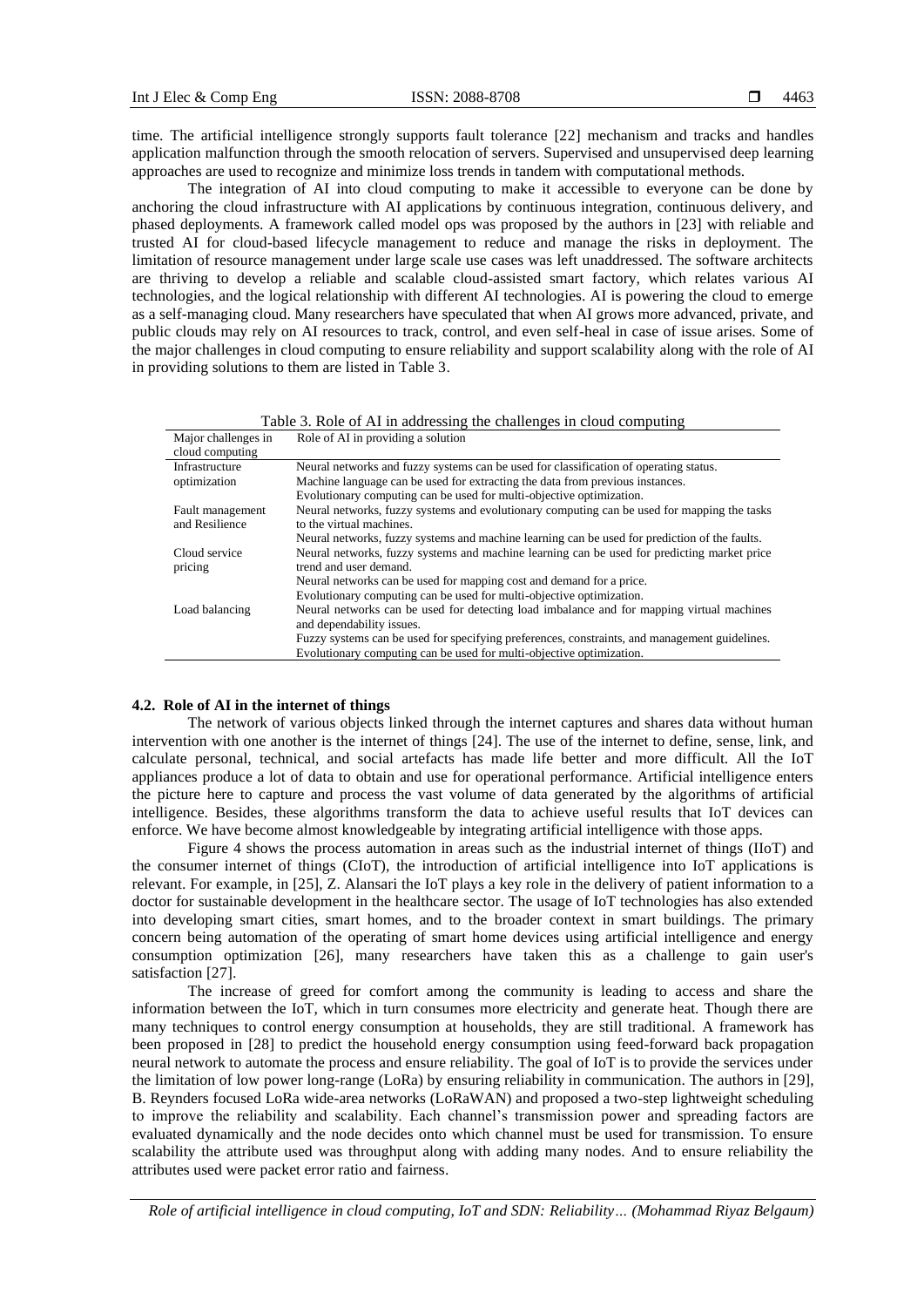time. The artificial intelligence strongly supports fault tolerance [22] mechanism and tracks and handles application malfunction through the smooth relocation of servers. Supervised and unsupervised deep learning approaches are used to recognize and minimize loss trends in tandem with computational methods.

The integration of AI into cloud computing to make it accessible to everyone can be done by anchoring the cloud infrastructure with AI applications by continuous integration, continuous delivery, and phased deployments. A framework called model ops was proposed by the authors in [23] with reliable and trusted AI for cloud-based lifecycle management to reduce and manage the risks in deployment. The limitation of resource management under large scale use cases was left unaddressed. The software architects are thriving to develop a reliable and scalable cloud-assisted smart factory, which relates various AI technologies, and the logical relationship with different AI technologies. AI is powering the cloud to emerge as a self-managing cloud. Many researchers have speculated that when AI grows more advanced, private, and public clouds may rely on AI resources to track, control, and even self-heal in case of issue arises. Some of the major challenges in cloud computing to ensure reliability and support scalability along with the role of AI in providing solutions to them are listed in Table 3.

Table 3. Role of AI in addressing the challenges in cloud computing

| Major challenges in cloud computing | Role of AI in providing a solution |
|---|---|
| Infrastructure optimization | Neural networks and fuzzy systems can be used for classification of operating status.<br>Machine language can be used for extracting the data from previous instances.<br>Evolutionary computing can be used for multi-objective optimization. |
| Fault management and Resilience | Neural networks, fuzzy systems and evolutionary computing can be used for mapping the tasks to the virtual machines.<br>Neural networks, fuzzy systems and machine learning can be used for prediction of the faults. |
| Cloud service pricing | Neural networks, fuzzy systems and machine learning can be used for predicting market price trend and user demand.<br>Neural networks can be used for mapping cost and demand for a price.<br>Evolutionary computing can be used for multi-objective optimization. |
| Load balancing | Neural networks can be used for detecting load imbalance and for mapping virtual machines and dependability issues.<br>Fuzzy systems can be used for specifying preferences, constraints, and management guidelines.<br>Evolutionary computing can be used for multi-objective optimization. |

### 4.2. Role of AI in the internet of things

The network of various objects linked through the internet captures and shares data without human intervention with one another is the internet of things [24]. The use of the internet to define, sense, link, and calculate personal, technical, and social artefacts has made life better and more difficult. All the IoT appliances produce a lot of data to obtain and use for operational performance. Artificial intelligence enters the picture here to capture and process the vast volume of data generated by the algorithms of artificial intelligence. Besides, these algorithms transform the data to achieve useful results that IoT devices can enforce. We have become almost knowledgeable by integrating artificial intelligence with those apps.

Figure 4 shows the process automation in areas such as the industrial internet of things (IIoT) and the consumer internet of things (CIoT), the introduction of artificial intelligence into IoT applications is relevant. For example, in [25], Z. Alansari the IoT plays a key role in the delivery of patient information to a doctor for sustainable development in the healthcare sector. The usage of IoT technologies has also extended into developing smart cities, smart homes, and to the broader context in smart buildings. The primary concern being automation of the operating of smart home devices using artificial intelligence and energy consumption optimization [26], many researchers have taken this as a challenge to gain user's satisfaction [27].

The increase of greed for comfort among the community is leading to access and share the information between the IoT, which in turn consumes more electricity and generate heat. Though there are many techniques to control energy consumption at households, they are still traditional. A framework has been proposed in [28] to predict the household energy consumption using feed-forward back propagation neural network to automate the process and ensure reliability. The goal of IoT is to provide the services under the limitation of low power long-range (LoRa) by ensuring reliability in communication. The authors in [29], B. Reynders focused LoRa wide-area networks (LoRaWAN) and proposed a two-step lightweight scheduling to improve the reliability and scalability. Each channel's transmission power and spreading factors are evaluated dynamically and the node decides onto which channel must be used for transmission. To ensure scalability the attribute used was throughput along with adding many nodes. And to ensure reliability the attributes used were packet error ratio and fairness.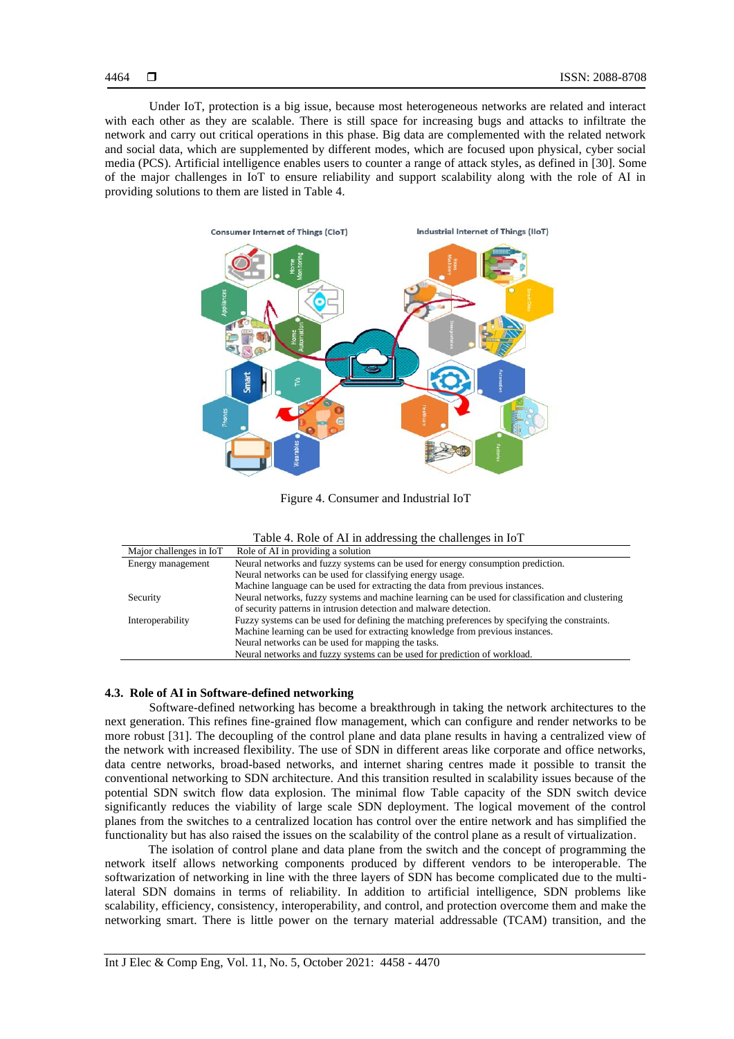Under IoT, protection is a big issue, because most heterogeneous networks are related and interact with each other as they are scalable. There is still space for increasing bugs and attacks to infiltrate the network and carry out critical operations in this phase. Big data are complemented with the related network and social data, which are supplemented by different modes, which are focused upon physical, cyber social media (PCS). Artificial intelligence enables users to counter a range of attack styles, as defined in [30]. Some of the major challenges in IoT to ensure reliability and support scalability along with the role of AI in providing solutions to them are listed in Table 4.

Figure 4. Consumer and Industrial IoT

Table 4. Role of AI in addressing the challenges in IoT

| Major challenges in IoT | Role of AI in providing a solution |
|---|---|
| Energy management | Neural networks and fuzzy systems can be used for energy consumption prediction.<br>Neural networks can be used for classifying energy usage.<br>Machine language can be used for extracting the data from previous instances. |
| Security | Neural networks, fuzzy systems and machine learning can be used for classification and clustering of security patterns in intrusion detection and malware detection. |
| Interoperability | Fuzzy systems can be used for defining the matching preferences by specifying the constraints.<br>Machine learning can be used for extracting knowledge from previous instances.<br>Neural networks can be used for mapping the tasks.<br>Neural networks and fuzzy systems can be used for prediction of workload. |

### 4.3. Role of AI in Software-defined networking

Software-defined networking has become a breakthrough in taking the network architectures to the next generation. This refines fine-grained flow management, which can configure and render networks to be more robust [31]. The decoupling of the control plane and data plane results in having a centralized view of the network with increased flexibility. The use of SDN in different areas like corporate and office networks, data centre networks, broad-based networks, and internet sharing centres made it possible to transit the conventional networking to SDN architecture. And this transition resulted in scalability issues because of the potential SDN switch flow data explosion. The minimal flow Table capacity of the SDN switch device significantly reduces the viability of large scale SDN deployment. The logical movement of the control planes from the switches to a centralized location has control over the entire network and has simplified the functionality but has also raised the issues on the scalability of the control plane as a result of virtualization.

The isolation of control plane and data plane from the switch and the concept of programming the network itself allows networking components produced by different vendors to be interoperable. The softwarization of networking in line with the three layers of SDN has become complicated due to the multi-lateral SDN domains in terms of reliability. In addition to artificial intelligence, SDN problems like scalability, efficiency, consistency, interoperability, and control, and protection overcome them and make the networking smart. There is little power on the ternary material addressable (TCAM) transition, and the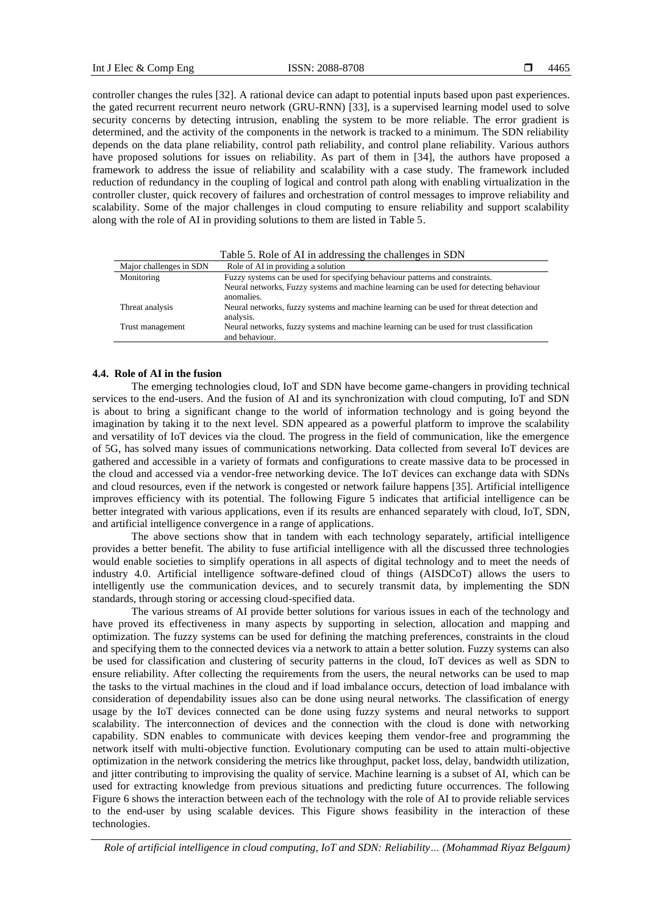controller changes the rules [32]. A rational device can adapt to potential inputs based upon past experiences. the gated recurrent recurrent neuro network (GRU-RNN) [33], is a supervised learning model used to solve security concerns by detecting intrusion, enabling the system to be more reliable. The error gradient is determined, and the activity of the components in the network is tracked to a minimum. The SDN reliability depends on the data plane reliability, control path reliability, and control plane reliability. Various authors have proposed solutions for issues on reliability. As part of them in [34], the authors have proposed a framework to address the issue of reliability and scalability with a case study. The framework included reduction of redundancy in the coupling of logical and control path along with enabling virtualization in the controller cluster, quick recovery of failures and orchestration of control messages to improve reliability and scalability. Some of the major challenges in cloud computing to ensure reliability and support scalability along with the role of AI in providing solutions to them are listed in Table 5.

Table 5. Role of AI in addressing the challenges in SDN

| Major challenges in SDN | Role of AI in providing a solution |
|---|---|
| Monitoring | Fuzzy systems can be used for specifying behaviour patterns and constraints. Neural networks, Fuzzy systems and machine learning can be used for detecting behaviour anomalies. |
| Threat analysis | Neural networks, fuzzy systems and machine learning can be used for threat detection and analysis. |
| Trust management | Neural networks, fuzzy systems and machine learning can be used for trust classification and behaviour. |

### 4.4. Role of AI in the fusion

The emerging technologies cloud, IoT and SDN have become game-changers in providing technical services to the end-users. And the fusion of AI and its synchronization with cloud computing, IoT and SDN is about to bring a significant change to the world of information technology and is going beyond the imagination by taking it to the next level. SDN appeared as a powerful platform to improve the scalability and versatility of IoT devices via the cloud. The progress in the field of communication, like the emergence of 5G, has solved many issues of communications networking. Data collected from several IoT devices are gathered and accessible in a variety of formats and configurations to create massive data to be processed in the cloud and accessed via a vendor-free networking device. The IoT devices can exchange data with SDNs and cloud resources, even if the network is congested or network failure happens [35]. Artificial intelligence improves efficiency with its potential. The following Figure 5 indicates that artificial intelligence can be better integrated with various applications, even if its results are enhanced separately with cloud, IoT, SDN, and artificial intelligence convergence in a range of applications.

The above sections show that in tandem with each technology separately, artificial intelligence provides a better benefit. The ability to fuse artificial intelligence with all the discussed three technologies would enable societies to simplify operations in all aspects of digital technology and to meet the needs of industry 4.0. Artificial intelligence software-defined cloud of things (AISDCoT) allows the users to intelligently use the communication devices, and to securely transmit data, by implementing the SDN standards, through storing or accessing cloud-specified data.

The various streams of AI provide better solutions for various issues in each of the technology and have proved its effectiveness in many aspects by supporting in selection, allocation and mapping and optimization. The fuzzy systems can be used for defining the matching preferences, constraints in the cloud and specifying them to the connected devices via a network to attain a better solution. Fuzzy systems can also be used for classification and clustering of security patterns in the cloud, IoT devices as well as SDN to ensure reliability. After collecting the requirements from the users, the neural networks can be used to map the tasks to the virtual machines in the cloud and if load imbalance occurs, detection of load imbalance with consideration of dependability issues also can be done using neural networks. The classification of energy usage by the IoT devices connected can be done using fuzzy systems and neural networks to support scalability. The interconnection of devices and the connection with the cloud is done with networking capability. SDN enables to communicate with devices keeping them vendor-free and programming the network itself with multi-objective function. Evolutionary computing can be used to attain multi-objective optimization in the network considering the metrics like throughput, packet loss, delay, bandwidth utilization, and jitter contributing to improvising the quality of service. Machine learning is a subset of AI, which can be used for extracting knowledge from previous situations and predicting future occurrences. The following Figure 6 shows the interaction between each of the technology with the role of AI to provide reliable services to the end-user by using scalable devices. This Figure shows feasibility in the interaction of these technologies.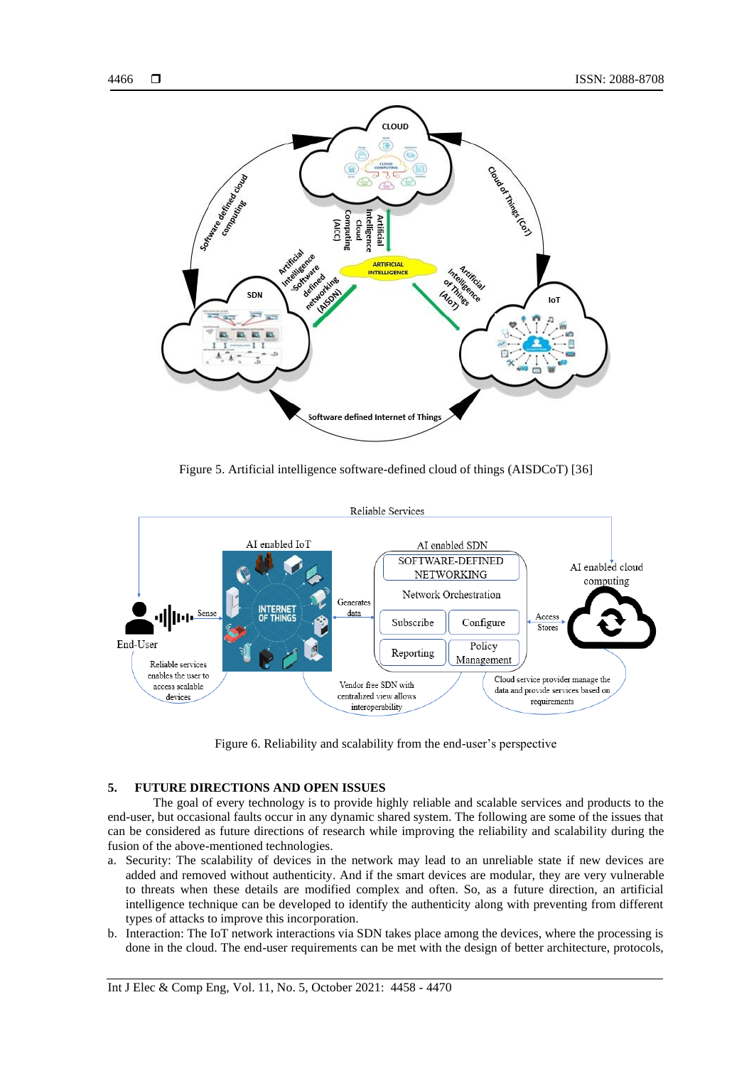Figure 5. Artificial intelligence software-defined cloud of things (AISDCoT) [36]

Figure 6. Reliability and scalability from the end-user's perspective

## 5. FUTURE DIRECTIONS AND OPEN ISSUES

The goal of every technology is to provide highly reliable and scalable services and products to the end-user, but occasional faults occur in any dynamic shared system. The following are some of the issues that can be considered as future directions of research while improving the reliability and scalability during the fusion of the above-mentioned technologies.

a. Security: The scalability of devices in the network may lead to an unreliable state if new devices are added and removed without authenticity. And if the smart devices are modular, they are very vulnerable to threats when these details are modified complex and often. So, as a future direction, an artificial intelligence technique can be developed to identify the authenticity along with preventing from different types of attacks to improve this incorporation.
b. Interaction: The IoT network interactions via SDN takes place among the devices, where the processing is done in the cloud. The end-user requirements can be met with the design of better architecture, protocols,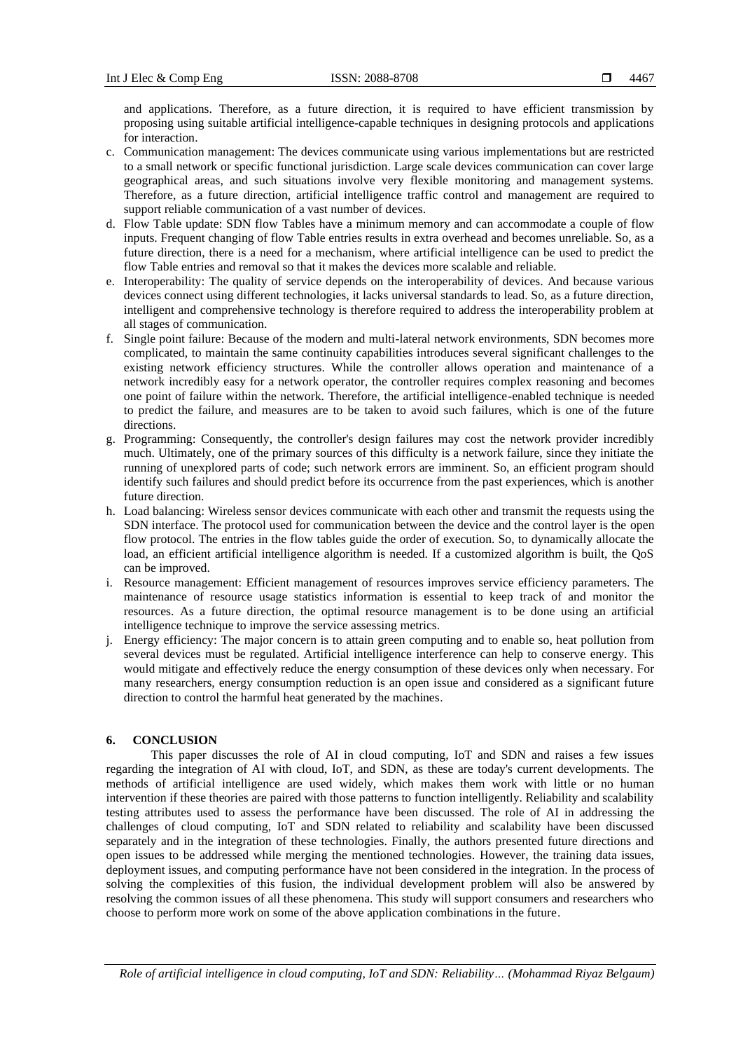and applications. Therefore, as a future direction, it is required to have efficient transmission by proposing using suitable artificial intelligence-capable techniques in designing protocols and applications for interaction.

c. Communication management: The devices communicate using various implementations but are restricted to a small network or specific functional jurisdiction. Large scale devices communication can cover large geographical areas, and such situations involve very flexible monitoring and management systems. Therefore, as a future direction, artificial intelligence traffic control and management are required to support reliable communication of a vast number of devices.
d. Flow Table update: SDN flow Tables have a minimum memory and can accommodate a couple of flow inputs. Frequent changing of flow Table entries results in extra overhead and becomes unreliable. So, as a future direction, there is a need for a mechanism, where artificial intelligence can be used to predict the flow Table entries and removal so that it makes the devices more scalable and reliable.
e. Interoperability: The quality of service depends on the interoperability of devices. And because various devices connect using different technologies, it lacks universal standards to lead. So, as a future direction, intelligent and comprehensive technology is therefore required to address the interoperability problem at all stages of communication.
f. Single point failure: Because of the modern and multi-lateral network environments, SDN becomes more complicated, to maintain the same continuity capabilities introduces several significant challenges to the existing network efficiency structures. While the controller allows operation and maintenance of a network incredibly easy for a network operator, the controller requires complex reasoning and becomes one point of failure within the network. Therefore, the artificial intelligence-enabled technique is needed to predict the failure, and measures are to be taken to avoid such failures, which is one of the future directions.
g. Programming: Consequently, the controller's design failures may cost the network provider incredibly much. Ultimately, one of the primary sources of this difficulty is a network failure, since they initiate the running of unexplored parts of code; such network errors are imminent. So, an efficient program should identify such failures and should predict before its occurrence from the past experiences, which is another future direction.
h. Load balancing: Wireless sensor devices communicate with each other and transmit the requests using the SDN interface. The protocol used for communication between the device and the control layer is the open flow protocol. The entries in the flow tables guide the order of execution. So, to dynamically allocate the load, an efficient artificial intelligence algorithm is needed. If a customized algorithm is built, the QoS can be improved.
i. Resource management: Efficient management of resources improves service efficiency parameters. The maintenance of resource usage statistics information is essential to keep track of and monitor the resources. As a future direction, the optimal resource management is to be done using an artificial intelligence technique to improve the service assessing metrics.
j. Energy efficiency: The major concern is to attain green computing and to enable so, heat pollution from several devices must be regulated. Artificial intelligence interference can help to conserve energy. This would mitigate and effectively reduce the energy consumption of these devices only when necessary. For many researchers, energy consumption reduction is an open issue and considered as a significant future direction to control the harmful heat generated by the machines.

## 6. CONCLUSION

This paper discusses the role of AI in cloud computing, IoT and SDN and raises a few issues regarding the integration of AI with cloud, IoT, and SDN, as these are today's current developments. The methods of artificial intelligence are used widely, which makes them work with little or no human intervention if these theories are paired with those patterns to function intelligently. Reliability and scalability testing attributes used to assess the performance have been discussed. The role of AI in addressing the challenges of cloud computing, IoT and SDN related to reliability and scalability have been discussed separately and in the integration of these technologies. Finally, the authors presented future directions and open issues to be addressed while merging the mentioned technologies. However, the training data issues, deployment issues, and computing performance have not been considered in the integration. In the process of solving the complexities of this fusion, the individual development problem will also be answered by resolving the common issues of all these phenomena. This study will support consumers and researchers who choose to perform more work on some of the above application combinations in the future.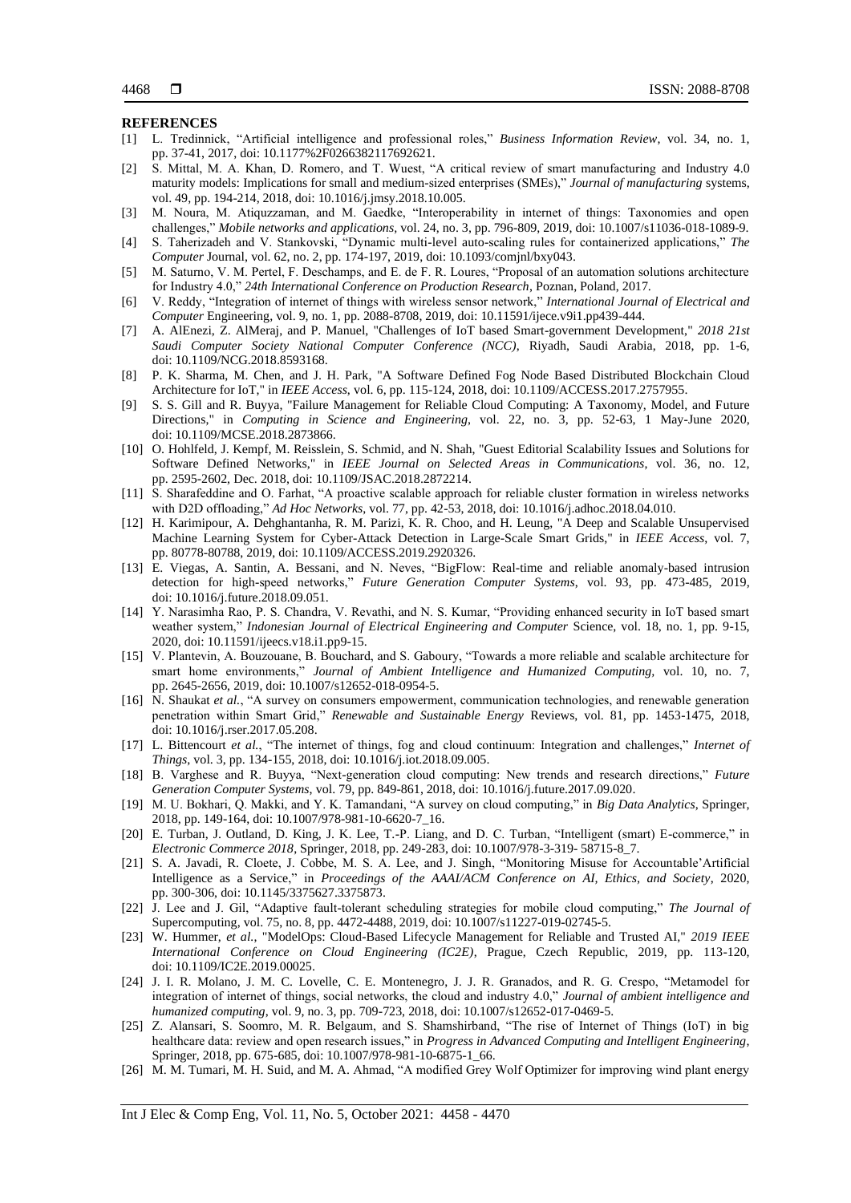**REFERENCES**

[1] L. Tredinnick, "Artificial intelligence and professional roles," *Business Information Review*, vol. 34, no. 1, pp. 37-41, 2017, doi: 10.1177%2F0266382117692621.

[2] S. Mittal, M. A. Khan, D. Romero, and T. Wuest, "A critical review of smart manufacturing and Industry 4.0 maturity models: Implications for small and medium-sized enterprises (SMEs)," *Journal of manufacturing* systems, vol. 49, pp. 194-214, 2018, doi: 10.1016/j.jmsy.2018.10.005.

[3] M. Noura, M. Atiquzzaman, and M. Gaedke, "Interoperability in internet of things: Taxonomies and open challenges," *Mobile networks and applications*, vol. 24, no. 3, pp. 796-809, 2019, doi: 10.1007/s11036-018-1089-9.

[4] S. Taherizadeh and V. Stankovski, "Dynamic multi-level auto-scaling rules for containerized applications," *The Computer* Journal, vol. 62, no. 2, pp. 174-197, 2019, doi: 10.1093/comjnl/bxy043.

[5] M. Saturno, V. M. Pertel, F. Deschamps, and E. de F. R. Loures, "Proposal of an automation solutions architecture for Industry 4.0," *24th International Conference on Production Research*, Poznan, Poland, 2017.

[6] V. Reddy, "Integration of internet of things with wireless sensor network," *International Journal of Electrical and Computer* Engineering, vol. 9, no. 1, pp. 2088-8708, 2019, doi: 10.11591/ijece.v9i1.pp439-444.

[7] A. AlEnezi, Z. AlMeraj, and P. Manuel, "Challenges of IoT based Smart-government Development," *2018 21st Saudi Computer Society National Computer Conference (NCC)*, Riyadh, Saudi Arabia, 2018, pp. 1-6, doi: 10.1109/NCG.2018.8593168.

[8] P. K. Sharma, M. Chen, and J. H. Park, "A Software Defined Fog Node Based Distributed Blockchain Cloud Architecture for IoT," in *IEEE Access*, vol. 6, pp. 115-124, 2018, doi: 10.1109/ACCESS.2017.2757955.

[9] S. S. Gill and R. Buyya, "Failure Management for Reliable Cloud Computing: A Taxonomy, Model, and Future Directions," in *Computing in Science and Engineering*, vol. 22, no. 3, pp. 52-63, 1 May-June 2020, doi: 10.1109/MCSE.2018.2873866.

[10] O. Hohlfeld, J. Kempf, M. Reisslein, S. Schmid, and N. Shah, "Guest Editorial Scalability Issues and Solutions for Software Defined Networks," in *IEEE Journal on Selected Areas in Communications*, vol. 36, no. 12, pp. 2595-2602, Dec. 2018, doi: 10.1109/JSAC.2018.2872214.

[11] S. Sharafeddine and O. Farhat, "A proactive scalable approach for reliable cluster formation in wireless networks with D2D offloading," *Ad Hoc Networks*, vol. 77, pp. 42-53, 2018, doi: 10.1016/j.adhoc.2018.04.010.

[12] H. Karimipour, A. Dehghantanha, R. M. Parizi, K. R. Choo, and H. Leung, "A Deep and Scalable Unsupervised Machine Learning System for Cyber-Attack Detection in Large-Scale Smart Grids," in *IEEE Access*, vol. 7, pp. 80778-80788, 2019, doi: 10.1109/ACCESS.2019.2920326.

[13] E. Viegas, A. Santin, A. Bessani, and N. Neves, "BigFlow: Real-time and reliable anomaly-based intrusion detection for high-speed networks," *Future Generation Computer Systems*, vol. 93, pp. 473-485, 2019, doi: 10.1016/j.future.2018.09.051.

[14] Y. Narasimha Rao, P. S. Chandra, V. Revathi, and N. S. Kumar, "Providing enhanced security in IoT based smart weather system," *Indonesian Journal of Electrical Engineering and Computer* Science, vol. 18, no. 1, pp. 9-15, 2020, doi: 10.11591/ijeecs.v18.i1.pp9-15.

[15] V. Plantevin, A. Bouzouane, B. Bouchard, and S. Gaboury, "Towards a more reliable and scalable architecture for smart home environments," *Journal of Ambient Intelligence and Humanized Computing*, vol. 10, no. 7, pp. 2645-2656, 2019, doi: 10.1007/s12652-018-0954-5.

[16] N. Shaukat *et al.*, "A survey on consumers empowerment, communication technologies, and renewable generation penetration within Smart Grid," *Renewable and Sustainable Energy* Reviews, vol. 81, pp. 1453-1475, 2018, doi: 10.1016/j.rser.2017.05.208.

[17] L. Bittencourt *et al.*, "The internet of things, fog and cloud continuum: Integration and challenges," *Internet of Things*, vol. 3, pp. 134-155, 2018, doi: 10.1016/j.iot.2018.09.005.

[18] B. Varghese and R. Buyya, "Next-generation cloud computing: New trends and research directions," *Future Generation Computer Systems*, vol. 79, pp. 849-861, 2018, doi: 10.1016/j.future.2017.09.020.

[19] M. U. Bokhari, Q. Makki, and Y. K. Tamandani, "A survey on cloud computing," in *Big Data Analytics*, Springer, 2018, pp. 149-164, doi: 10.1007/978-981-10-6620-7_16.

[20] E. Turban, J. Outland, D. King, J. K. Lee, T.-P. Liang, and D. C. Turban, "Intelligent (smart) E-commerce," in *Electronic Commerce 2018*, Springer, 2018, pp. 249-283, doi: 10.1007/978-3-319- 58715-8_7.

[21] S. A. Javadi, R. Cloete, J. Cobbe, M. S. A. Lee, and J. Singh, "Monitoring Misuse for Accountable'Artificial Intelligence as a Service," in *Proceedings of the AAAI/ACM Conference on AI, Ethics, and Society*, 2020, pp. 300-306, doi: 10.1145/3375627.3375873.

[22] J. Lee and J. Gil, "Adaptive fault-tolerant scheduling strategies for mobile cloud computing," *The Journal of* Supercomputing, vol. 75, no. 8, pp. 4472-4488, 2019, doi: 10.1007/s11227-019-02745-5.

[23] W. Hummer, *et al.*, "ModelOps: Cloud-Based Lifecycle Management for Reliable and Trusted AI," *2019 IEEE International Conference on Cloud Engineering (IC2E)*, Prague, Czech Republic, 2019, pp. 113-120, doi: 10.1109/IC2E.2019.00025.

[24] J. I. R. Molano, J. M. C. Lovelle, C. E. Montenegro, J. J. R. Granados, and R. G. Crespo, "Metamodel for integration of internet of things, social networks, the cloud and industry 4.0," *Journal of ambient intelligence and humanized computing*, vol. 9, no. 3, pp. 709-723, 2018, doi: 10.1007/s12652-017-0469-5.

[25] Z. Alansari, S. Soomro, M. R. Belgaum, and S. Shamshirband, "The rise of Internet of Things (IoT) in big healthcare data: review and open research issues," in *Progress in Advanced Computing and Intelligent Engineering*, Springer, 2018, pp. 675-685, doi: 10.1007/978-981-10-6875-1_66.

[26] M. M. Tumari, M. H. Suid, and M. A. Ahmad, "A modified Grey Wolf Optimizer for improving wind plant energy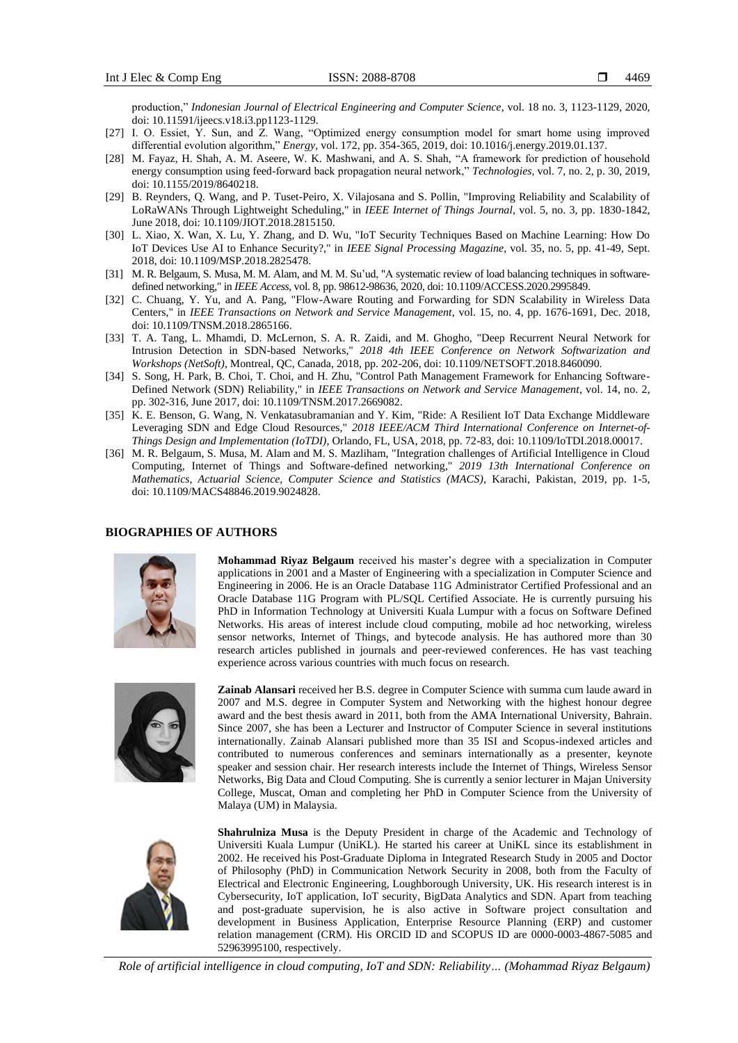production," *Indonesian Journal of Electrical Engineering and Computer Science*, vol. 18 no. 3, 1123-1129, 2020, doi: 10.11591/ijeecs.v18.i3.pp1123-1129.

[27] I. O. Essiet, Y. Sun, and Z. Wang, "Optimized energy consumption model for smart home using improved differential evolution algorithm," *Energy*, vol. 172, pp. 354-365, 2019, doi: 10.1016/j.energy.2019.01.137.

[28] M. Fayaz, H. Shah, A. M. Aseere, W. K. Mashwani, and A. S. Shah, "A framework for prediction of household energy consumption using feed-forward back propagation neural network," *Technologies*, vol. 7, no. 2, p. 30, 2019, doi: 10.1155/2019/8640218.

[29] B. Reynders, Q. Wang, and P. Tuset-Peiro, X. Vilajosana and S. Pollin, "Improving Reliability and Scalability of LoRaWANs Through Lightweight Scheduling," in *IEEE Internet of Things Journal*, vol. 5, no. 3, pp. 1830-1842, June 2018, doi: 10.1109/JIOT.2018.2815150.

[30] L. Xiao, X. Wan, X. Lu, Y. Zhang, and D. Wu, "IoT Security Techniques Based on Machine Learning: How Do IoT Devices Use AI to Enhance Security?," in *IEEE Signal Processing Magazine*, vol. 35, no. 5, pp. 41-49, Sept. 2018, doi: 10.1109/MSP.2018.2825478.

[31] M. R. Belgaum, S. Musa, M. M. Alam, and M. M. Su'ud, "A systematic review of load balancing techniques in software-defined networking," in *IEEE Access*, vol. 8, pp. 98612-98636, 2020, doi: 10.1109/ACCESS.2020.2995849.

[32] C. Chuang, Y. Yu, and A. Pang, "Flow-Aware Routing and Forwarding for SDN Scalability in Wireless Data Centers," in *IEEE Transactions on Network and Service Management*, vol. 15, no. 4, pp. 1676-1691, Dec. 2018, doi: 10.1109/TNSM.2018.2865166.

[33] T. A. Tang, L. Mhamdi, D. McLernon, S. A. R. Zaidi, and M. Ghogho, "Deep Recurrent Neural Network for Intrusion Detection in SDN-based Networks," *2018 4th IEEE Conference on Network Softwarization and Workshops (NetSoft)*, Montreal, QC, Canada, 2018, pp. 202-206, doi: 10.1109/NETSOFT.2018.8460090.

[34] S. Song, H. Park, B. Choi, T. Choi, and H. Zhu, "Control Path Management Framework for Enhancing Software-Defined Network (SDN) Reliability," in *IEEE Transactions on Network and Service Management*, vol. 14, no. 2, pp. 302-316, June 2017, doi: 10.1109/TNSM.2017.2669082.

[35] K. E. Benson, G. Wang, N. Venkatasubramanian and Y. Kim, "Ride: A Resilient IoT Data Exchange Middleware Leveraging SDN and Edge Cloud Resources," *2018 IEEE/ACM Third International Conference on Internet-of-Things Design and Implementation (IoTDI)*, Orlando, FL, USA, 2018, pp. 72-83, doi: 10.1109/IoTDI.2018.00017.

[36] M. R. Belgaum, S. Musa, M. Alam and M. S. Mazliham, "Integration challenges of Artificial Intelligence in Cloud Computing, Internet of Things and Software-defined networking," *2019 13th International Conference on Mathematics, Actuarial Science, Computer Science and Statistics (MACS)*, Karachi, Pakistan, 2019, pp. 1-5, doi: 10.1109/MACS48846.2019.9024828.

## BIOGRAPHIES OF AUTHORS

**Mohammad Riyaz Belgaum** received his master's degree with a specialization in Computer applications in 2001 and a Master of Engineering with a specialization in Computer Science and Engineering in 2006. He is an Oracle Database 11G Administrator Certified Professional and an Oracle Database 11G Program with PL/SQL Certified Associate. He is currently pursuing his PhD in Information Technology at Universiti Kuala Lumpur with a focus on Software Defined Networks. His areas of interest include cloud computing, mobile ad hoc networking, wireless sensor networks, Internet of Things, and bytecode analysis. He has authored more than 30 research articles published in journals and peer-reviewed conferences. He has vast teaching experience across various countries with much focus on research.

**Zainab Alansari** received her B.S. degree in Computer Science with summa cum laude award in 2007 and M.S. degree in Computer System and Networking with the highest honour degree award and the best thesis award in 2011, both from the AMA International University, Bahrain. Since 2007, she has been a Lecturer and Instructor of Computer Science in several institutions internationally. Zainab Alansari published more than 35 ISI and Scopus-indexed articles and contributed to numerous conferences and seminars internationally as a presenter, keynote speaker and session chair. Her research interests include the Internet of Things, Wireless Sensor Networks, Big Data and Cloud Computing. She is currently a senior lecturer in Majan University College, Muscat, Oman and completing her PhD in Computer Science from the University of Malaya (UM) in Malaysia.

**Shahrulniza Musa** is the Deputy President in charge of the Academic and Technology of Universiti Kuala Lumpur (UniKL). He started his career at UniKL since its establishment in 2002. He received his Post-Graduate Diploma in Integrated Research Study in 2005 and Doctor of Philosophy (PhD) in Communication Network Security in 2008, both from the Faculty of Electrical and Electronic Engineering, Loughborough University, UK. His research interest is in Cybersecurity, IoT application, IoT security, BigData Analytics and SDN. Apart from teaching and post-graduate supervision, he is also active in Software project consultation and development in Business Application, Enterprise Resource Planning (ERP) and customer relation management (CRM). His ORCID ID and SCOPUS ID are 0000-0003-4867-5085 and 52963995100, respectively.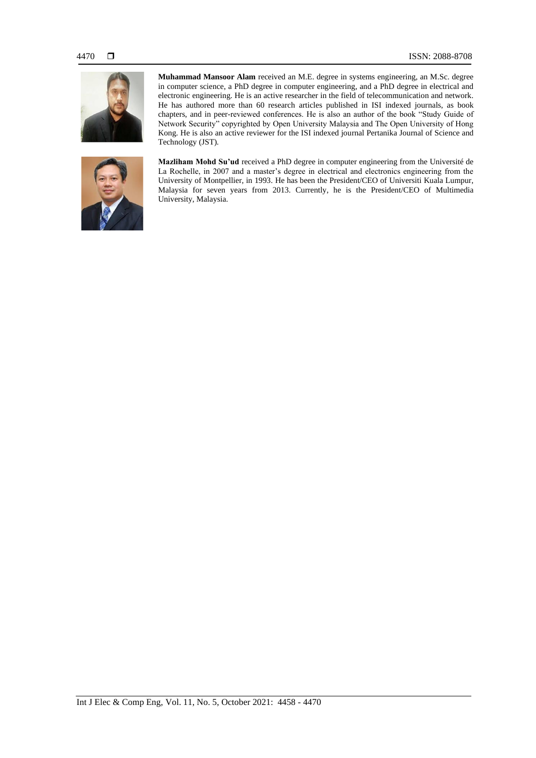**Muhammad Mansoor Alam** received an M.E. degree in systems engineering, an M.Sc. degree in computer science, a PhD degree in computer engineering, and a PhD degree in electrical and electronic engineering. He is an active researcher in the field of telecommunication and network. He has authored more than 60 research articles published in ISI indexed journals, as book chapters, and in peer-reviewed conferences. He is also an author of the book "Study Guide of Network Security" copyrighted by Open University Malaysia and The Open University of Hong Kong. He is also an active reviewer for the ISI indexed journal Pertanika Journal of Science and Technology (JST).

**Mazliham Mohd Su'ud** received a PhD degree in computer engineering from the Université de La Rochelle, in 2007 and a master's degree in electrical and electronics engineering from the University of Montpellier, in 1993. He has been the President/CEO of Universiti Kuala Lumpur, Malaysia for seven years from 2013. Currently, he is the President/CEO of Multimedia University, Malaysia.